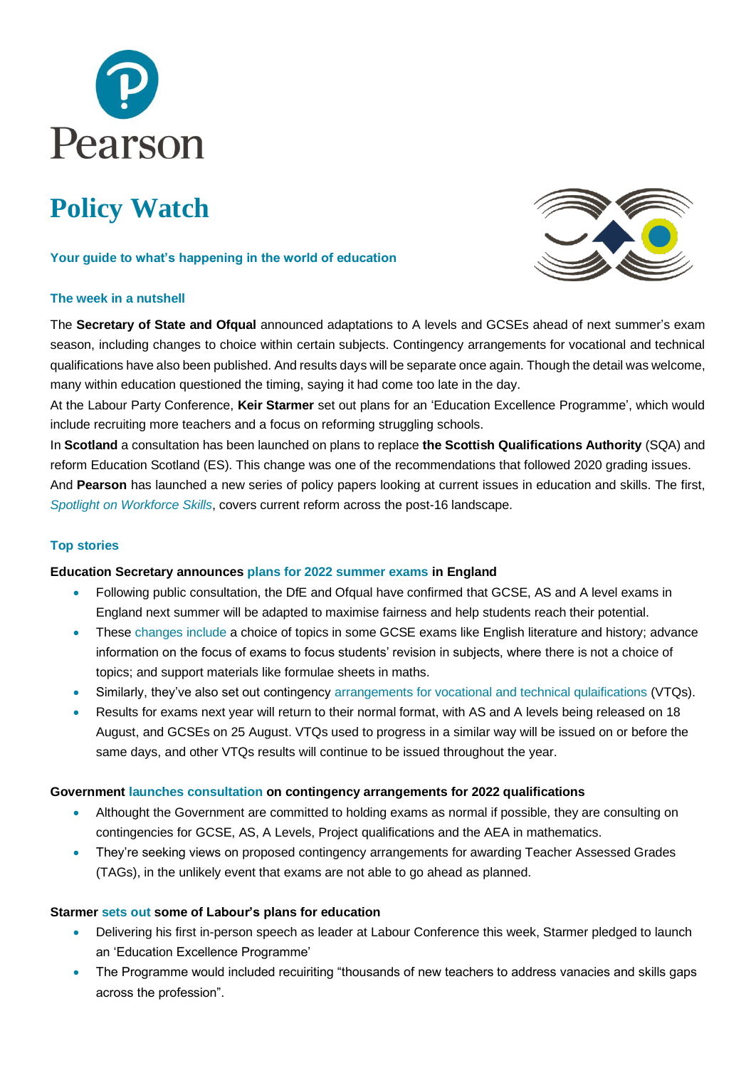# Policy Watch

### Your guide to what's happening in the world of education

### The week in a nutshell

The **Secretary of State and Ofqual** announced adaptations to A levels and GCSEs ahead of next summer's exam season, including changes to choice within certain subjects. Contingency arrangements for vocational and technical qualifications have also been published. And results days will be separate once again. Though the detail was welcome, many within education questioned the timing, saying it had come too late in the day.

At the Labour Party Conference, **Keir Starmer** set out plans for an 'Education Excellence Programme', which would include recruiting more teachers and a focus on reforming struggling schools.

In **Scotland** a consultation has been launched on plans to replace **the Scottish Qualifications Authority** (SQA) and reform Education Scotland (ES). This change was one of the recommendations that followed 2020 grading issues.

And **Pearson** has launched a new series of policy papers looking at current issues in education and skills. The first, *Spotlight on Workforce Skills*, covers current reform across the post-16 landscape.

### Top stories

**Education Secretary announces plans for 2022 summer exams in England**

- Following public consultation, the DfE and Ofqual have confirmed that GCSE, AS and A level exams in England next summer will be adapted to maximise fairness and help students reach their potential.
- These changes include a choice of topics in some GCSE exams like English literature and history; advance information on the focus of exams to focus students' revision in subjects, where there is not a choice of topics; and support materials like formulae sheets in maths.
- Similarly, they've also set out contingency arrangements for vocational and technical qulaifications (VTQs).
- Results for exams next year will return to their normal format, with AS and A levels being released on 18 August, and GCSEs on 25 August. VTQs used to progress in a similar way will be issued on or before the same days, and other VTQs results will continue to be issued throughout the year.

**Government launches consultation on contingency arrangements for 2022 qualifications**

- Althought the Government are committed to holding exams as normal if possible, they are consulting on contingencies for GCSE, AS, A Levels, Project qualifications and the AEA in mathematics.
- They're seeking views on proposed contingency arrangements for awarding Teacher Assessed Grades (TAGs), in the unlikely event that exams are not able to go ahead as planned.

**Starmer sets out some of Labour's plans for education**

- Delivering his first in-person speech as leader at Labour Conference this week, Starmer pledged to launch an 'Education Excellence Programme'
- The Programme would included recuiriting "thousands of new teachers to address vacanies and skills gaps across the profession".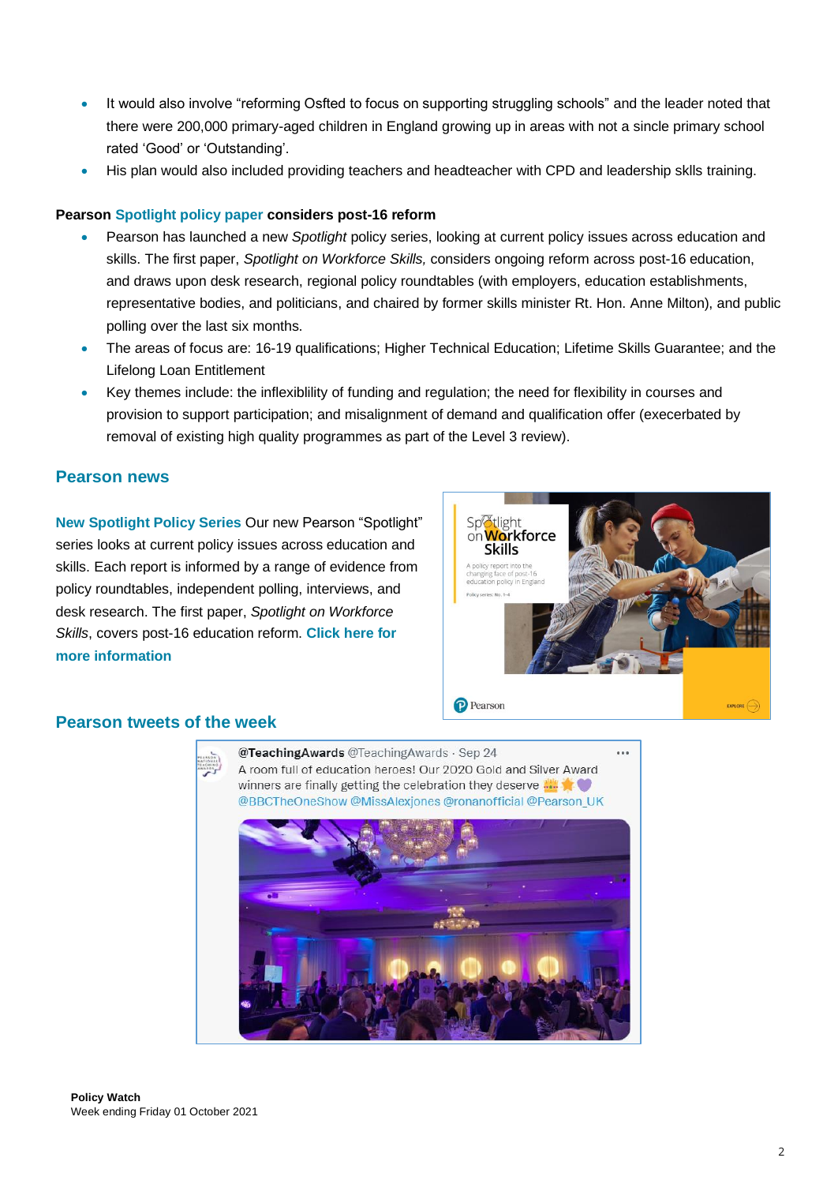- It would also involve "reforming Osfted to focus on supporting struggling schools" and the leader noted that there were 200,000 primary-aged children in England growing up in areas with not a sincle primary school rated 'Good' or 'Outstanding'.
- His plan would also included providing teachers and headteacher with CPD and leadership sklls training.

**Pearson Spotlight policy paper considers post-16 reform**

- Pearson has launched a new *Spotlight* policy series, looking at current policy issues across education and skills. The first paper, *Spotlight on Workforce Skills,* considers ongoing reform across post-16 education, and draws upon desk research, regional policy roundtables (with employers, education establishments, representative bodies, and politicians, and chaired by former skills minister Rt. Hon. Anne Milton), and public polling over the last six months.
- The areas of focus are: 16-19 qualifications; Higher Technical Education; Lifetime Skills Guarantee; and the Lifelong Loan Entitlement
- Key themes include: the inflexiblility of funding and regulation; the need for flexibility in courses and provision to support participation; and misalignment of demand and qualification offer (execerbated by removal of existing high quality programmes as part of the Level 3 review).

## Pearson news

**New Spotlight Policy Series** Our new Pearson "Spotlight" series looks at current policy issues across education and skills. Each report is informed by a range of evidence from policy roundtables, independent polling, interviews, and desk research. The first paper, *Spotlight on Workforce Skills*, covers post-16 education reform. **Click here for more information**

## Pearson tweets of the week

@TeachingAwards @TeachingAwards · Sep 24
A room full of education heroes! Our 2020 Gold and Silver Award winners are finally getting the celebration they deserve
@BBCTheOneShow @MissAlexjones @ronanofficial @Pearson_UK

**Policy Watch**
Week ending Friday 01 October 2021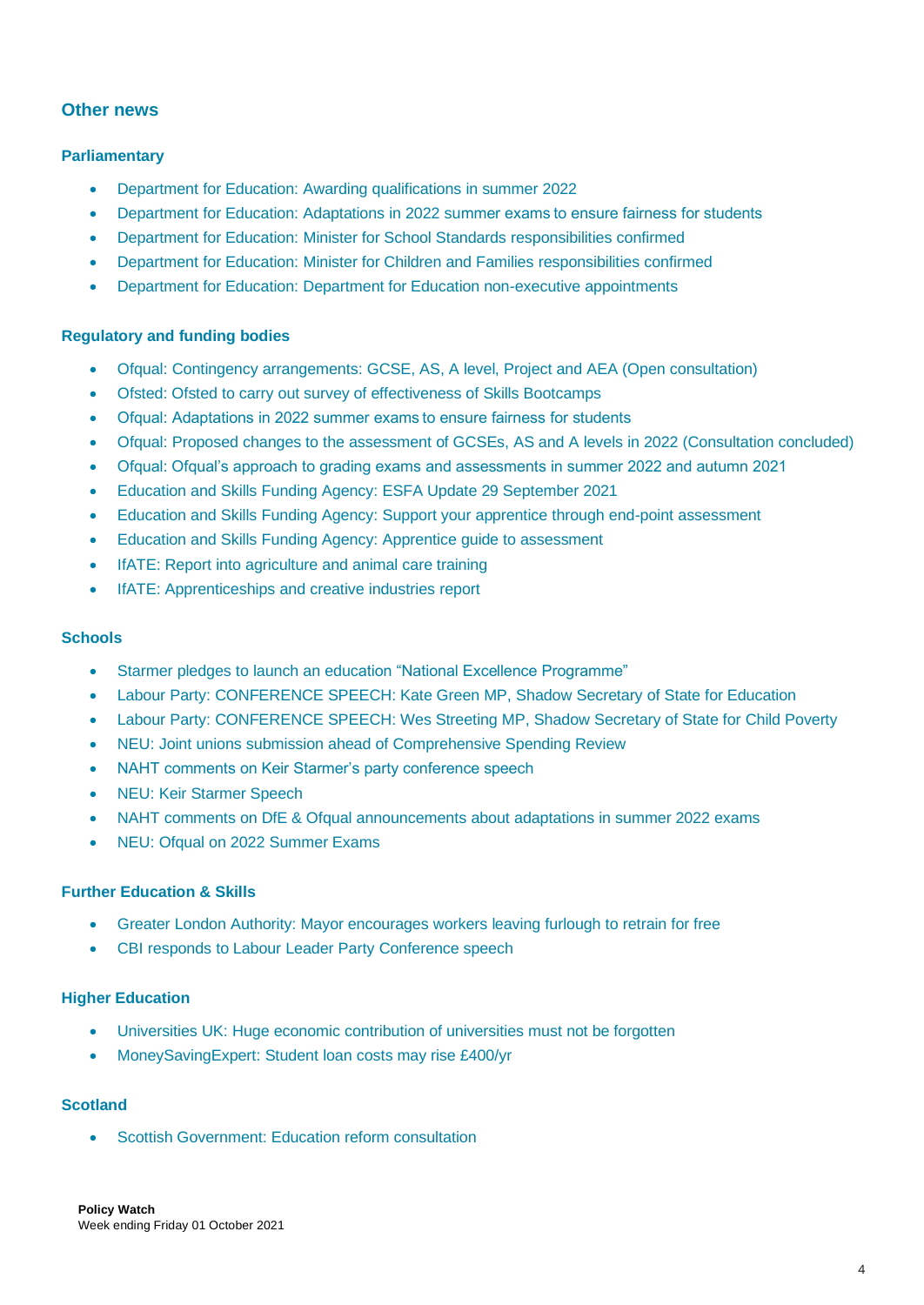## Other news

### Parliamentary

- Department for Education: Awarding qualifications in summer 2022
- Department for Education: Adaptations in 2022 summer exams to ensure fairness for students
- Department for Education: Minister for School Standards responsibilities confirmed
- Department for Education: Minister for Children and Families responsibilities confirmed
- Department for Education: Department for Education non-executive appointments

### Regulatory and funding bodies

- Ofqual: Contingency arrangements: GCSE, AS, A level, Project and AEA (Open consultation)
- Ofsted: Ofsted to carry out survey of effectiveness of Skills Bootcamps
- Ofqual: Adaptations in 2022 summer exams to ensure fairness for students
- Ofqual: Proposed changes to the assessment of GCSEs, AS and A levels in 2022 (Consultation concluded)
- Ofqual: Ofqual's approach to grading exams and assessments in summer 2022 and autumn 2021
- Education and Skills Funding Agency: ESFA Update 29 September 2021
- Education and Skills Funding Agency: Support your apprentice through end-point assessment
- Education and Skills Funding Agency: Apprentice guide to assessment
- IfATE: Report into agriculture and animal care training
- IfATE: Apprenticeships and creative industries report

### Schools

- Starmer pledges to launch an education "National Excellence Programme"
- Labour Party: CONFERENCE SPEECH: Kate Green MP, Shadow Secretary of State for Education
- Labour Party: CONFERENCE SPEECH: Wes Streeting MP, Shadow Secretary of State for Child Poverty
- NEU: Joint unions submission ahead of Comprehensive Spending Review
- NAHT comments on Keir Starmer's party conference speech
- NEU: Keir Starmer Speech
- NAHT comments on DfE & Ofqual announcements about adaptations in summer 2022 exams
- NEU: Ofqual on 2022 Summer Exams

### Further Education & Skills

- Greater London Authority: Mayor encourages workers leaving furlough to retrain for free
- CBI responds to Labour Leader Party Conference speech

### Higher Education

- Universities UK: Huge economic contribution of universities must not be forgotten
- MoneySavingExpert: Student loan costs may rise £400/yr

### Scotland

- Scottish Government: Education reform consultation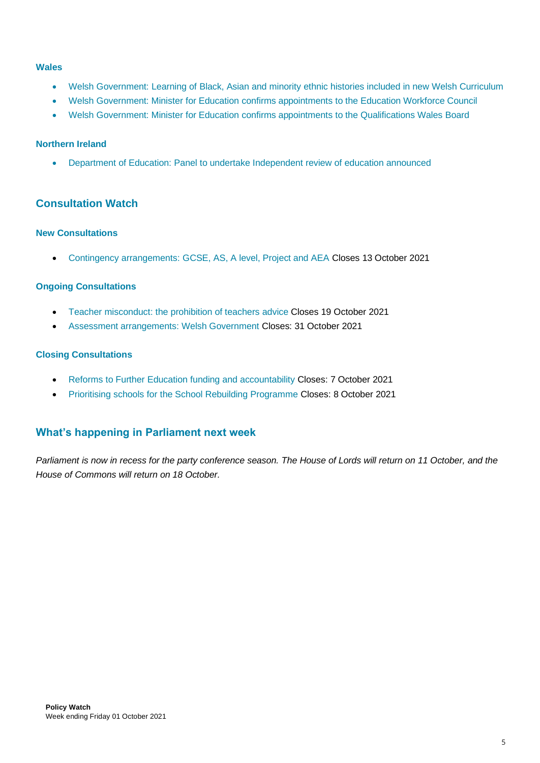### Wales

- Welsh Government: Learning of Black, Asian and minority ethnic histories included in new Welsh Curriculum
- Welsh Government: Minister for Education confirms appointments to the Education Workforce Council
- Welsh Government: Minister for Education confirms appointments to the Qualifications Wales Board

### Northern Ireland

- Department of Education: Panel to undertake Independent review of education announced

## Consultation Watch

### New Consultations

- Contingency arrangements: GCSE, AS, A level, Project and AEA Closes 13 October 2021

### Ongoing Consultations

- Teacher misconduct: the prohibition of teachers advice Closes 19 October 2021
- Assessment arrangements: Welsh Government Closes: 31 October 2021

### Closing Consultations

- Reforms to Further Education funding and accountability Closes: 7 October 2021
- Prioritising schools for the School Rebuilding Programme Closes: 8 October 2021

## What's happening in Parliament next week

*Parliament is now in recess for the party conference season. The House of Lords will return on 11 October, and the House of Commons will return on 18 October.*